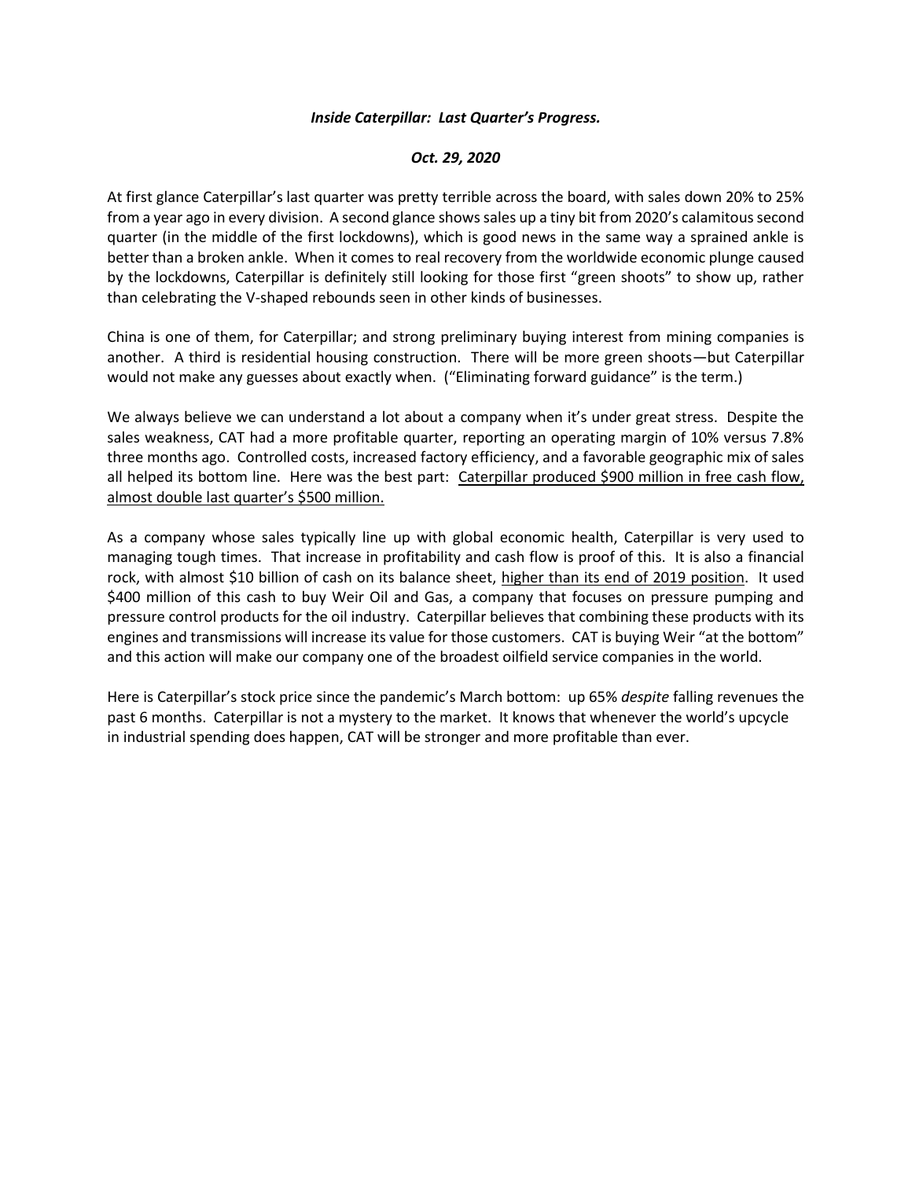***Inside Caterpillar: Last Quarter's Progress.***

***Oct. 29, 2020***

At first glance Caterpillar's last quarter was pretty terrible across the board, with sales down 20% to 25% from a year ago in every division. A second glance shows sales up a tiny bit from 2020's calamitous second quarter (in the middle of the first lockdowns), which is good news in the same way a sprained ankle is better than a broken ankle. When it comes to real recovery from the worldwide economic plunge caused by the lockdowns, Caterpillar is definitely still looking for those first "green shoots" to show up, rather than celebrating the V-shaped rebounds seen in other kinds of businesses.

China is one of them, for Caterpillar; and strong preliminary buying interest from mining companies is another. A third is residential housing construction. There will be more green shoots—but Caterpillar would not make any guesses about exactly when. ("Eliminating forward guidance" is the term.)

We always believe we can understand a lot about a company when it's under great stress. Despite the sales weakness, CAT had a more profitable quarter, reporting an operating margin of 10% versus 7.8% three months ago. Controlled costs, increased factory efficiency, and a favorable geographic mix of sales all helped its bottom line. Here was the best part: <u>Caterpillar produced $900 million in free cash flow, almost double last quarter's $500 million.</u>

As a company whose sales typically line up with global economic health, Caterpillar is very used to managing tough times. That increase in profitability and cash flow is proof of this. It is also a financial rock, with almost $10 billion of cash on its balance sheet, <u>higher than its end of 2019 position</u>. It used $400 million of this cash to buy Weir Oil and Gas, a company that focuses on pressure pumping and pressure control products for the oil industry. Caterpillar believes that combining these products with its engines and transmissions will increase its value for those customers. CAT is buying Weir "at the bottom" and this action will make our company one of the broadest oilfield service companies in the world.

Here is Caterpillar's stock price since the pandemic's March bottom: up 65% *despite* falling revenues the past 6 months. Caterpillar is not a mystery to the market. It knows that whenever the world's upcycle in industrial spending does happen, CAT will be stronger and more profitable than ever.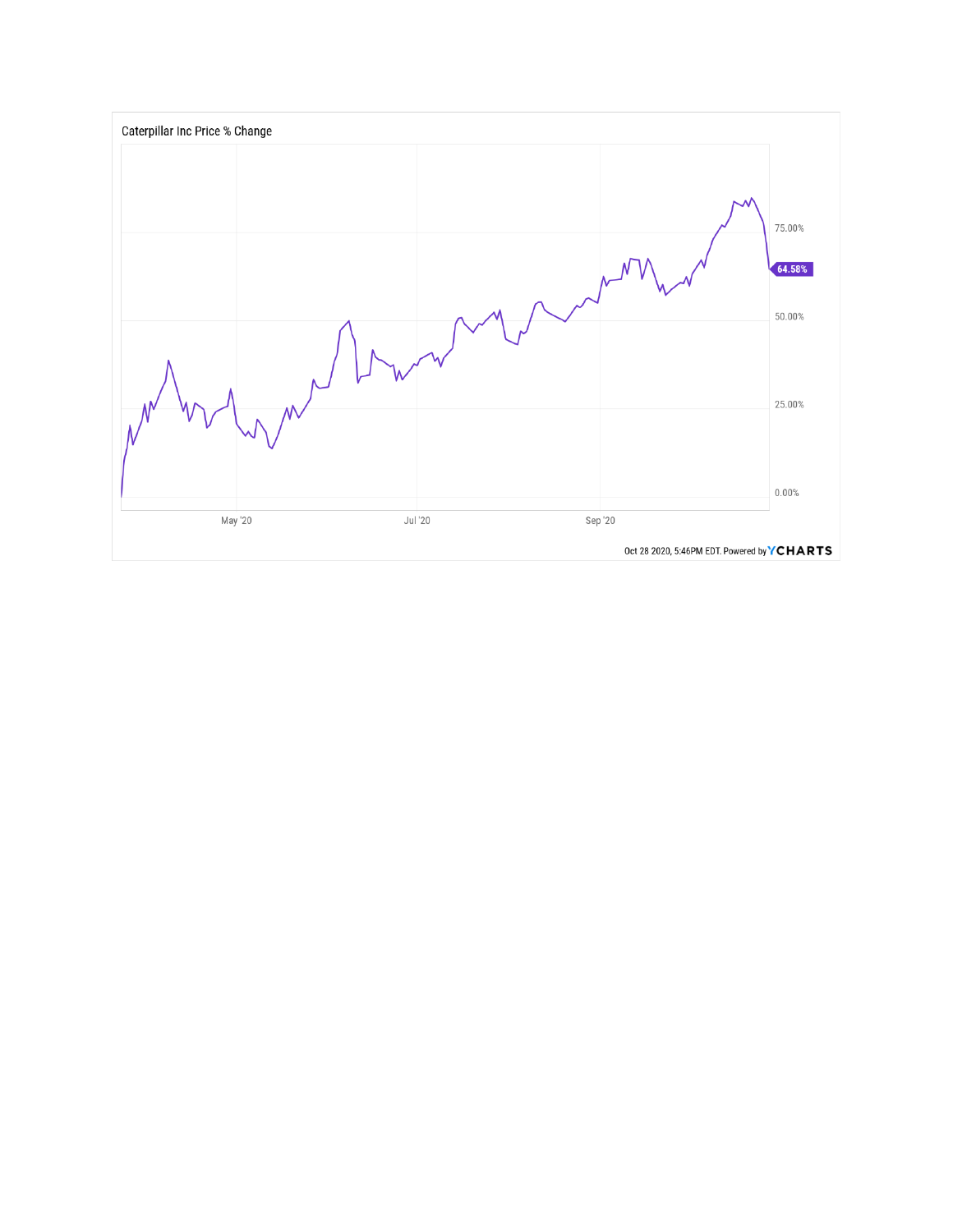Caterpillar Inc Price % Change

75.00%

64.58%

50.00%

25.00%

0.00%

May '20

Jul '20

Sep '20

Oct 28 2020, 5:46PM EDT. Powered by YCHARTS